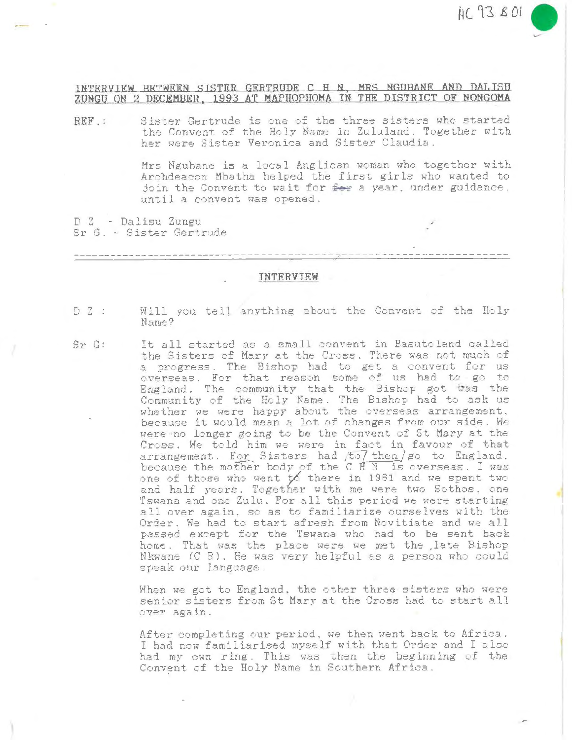HC 93 & 01

## INTERVIEW BETWEEN SISTER GERTRUDE C H N, MRS NGUBANE AND DALISU ZUNGU ON 2 DECEMBER, 1993 AT MAPHOPHOMA IN THE DISTRICT OF NONGOMA

REF.: Sister Gertrude is one of the three sisters who started the Convent of the Holy Name in Zululand. Together with her were Sister Veronica and Sister Claudia.

Mrs Ngubane is a local Anglican woman who together with Archdeacon Mbatha helped the first girls who wanted to join the Convent to wait for ~~for~~ a year, under guidance, until a convent was opened.

D Z - Dalisu Zungu
Sr G. - Sister Gertrude

---

### INTERVIEW

D Z : Will you tell anything about the Convent of the Holy Name?

Sr G: It all started as a small convent in Basutoland called the Sisters of Mary at the Cross. There was not much of a progress. The Bishop had to get a convent for us overseas. For that reason some of us had to go to England. The community that the Bishop got was the Community of the Holy Name. The Bishop had to ask us whether we were happy about the overseas arrangement, because it would mean a lot of changes from our side. We were no longer going to be the Convent of St Mary at the Cross. We told him we were in fact in favour of that arrangement. For Sisters had /to/ then/ go to England, because the mother body of the C H N is overseas. I was one of those who went to there in 1961 and we spent two and half years. Together with me were two Sothos, one Tswana and one Zulu. For all this period we were starting all over again, so as to familiarize ourselves with the Order. We had to start afresh from Novitiate and we all passed except for the Tswana who had to be sent back home. That was the place were we met the late Bishop Nkwane (C R). He was very helpful as a person who could speak our language.

When we got to England, the other three sisters who were senior sisters from St Mary at the Cross had to start all over again.

After completing our period, we then went back to Africa. I had now familiarised myself with that Order and I also had my own ring. This was then the beginning of the Convent of the Holy Name in Southern Africa.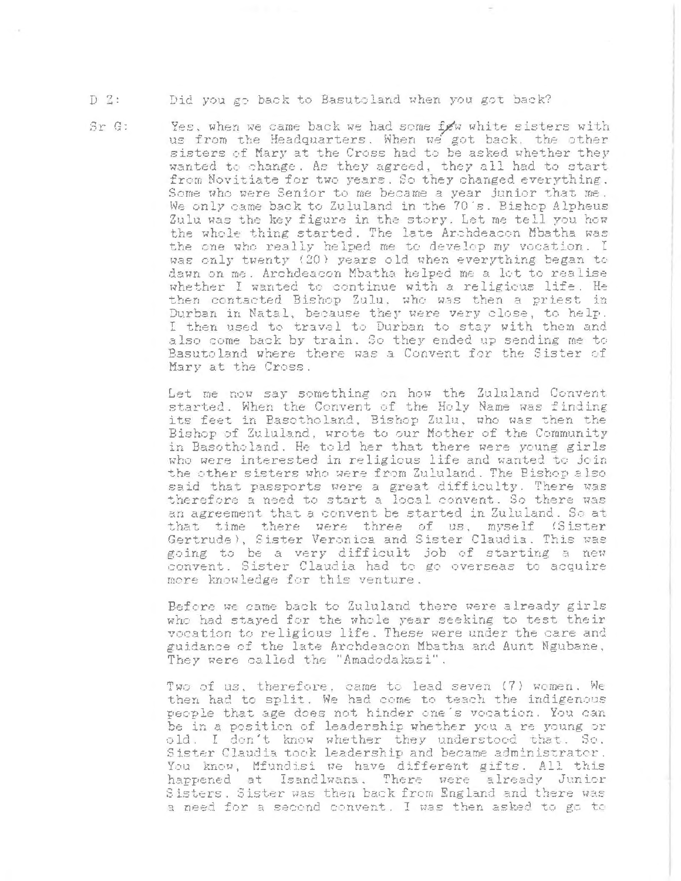D 2: Did you go back to Basutoland when you got back?

Sr G: Yes, when we came back we had some few white sisters with us from the Headquarters. When we got back, the other sisters of Mary at the Cross had to be asked whether they wanted to change. As they agreed, they all had to start from Novitiate for two years. So they changed everything. Some who were Senior to me became a year junior that me. We only came back to Zululand in the 70's. Bishop Alpheus Zulu was the key figure in the story. Let me tell you how the whole thing started. The late Archdeacon Mbatha was the one who really helped me to develop my vocation. I was only twenty (20) years old when everything began to dawn on me. Archdeacon Mbatha helped me a lot to realise whether I wanted to continue with a religious life. He then contacted Bishop Zulu, who was then a priest in Durban in Natal, because they were very close, to help. I then used to travel to Durban to stay with them and also come back by train. So they ended up sending me to Basutoland where there was a Convent for the Sister of Mary at the Cross.

Let me now say something on how the Zululand Convent started. When the Convent of the Holy Name was finding its feet in Basotholand, Bishop Zulu, who was then the Bishop of Zululand, wrote to our Mother of the Community in Basotholand. He told her that there were young girls who were interested in religious life and wanted to join the other sisters who were from Zululand. The Bishop also said that passports were a great difficulty. There was therefore a need to start a local convent. So there was an agreement that a convent be started in Zululand. So at that time there were three of us, myself (Sister Gertrude), Sister Veronica and Sister Claudia. This was going to be a very difficult job of starting a new convent. Sister Claudia had to go overseas to acquire more knowledge for this venture.

Before we came back to Zululand there were already girls who had stayed for the whole year seeking to test their vocation to religious life. These were under the care and guidance of the late Archdeacon Mbatha and Aunt Ngubane. They were called the "Amadodakazi".

Two of us, therefore, came to lead seven (7) women. We then had to split. We had come to teach the indigenous people that age does not hinder one's vocation. You can be in a position of leadership whether you a re young or old. I don't know whether they understood that. So, Sister Claudia took leadership and became administrator. You know, Mfundisi we have different gifts. All this happened at Isandlwana. There were already Junior Sisters. Sister was then back from England and there was a need for a second convent. I was then asked to go to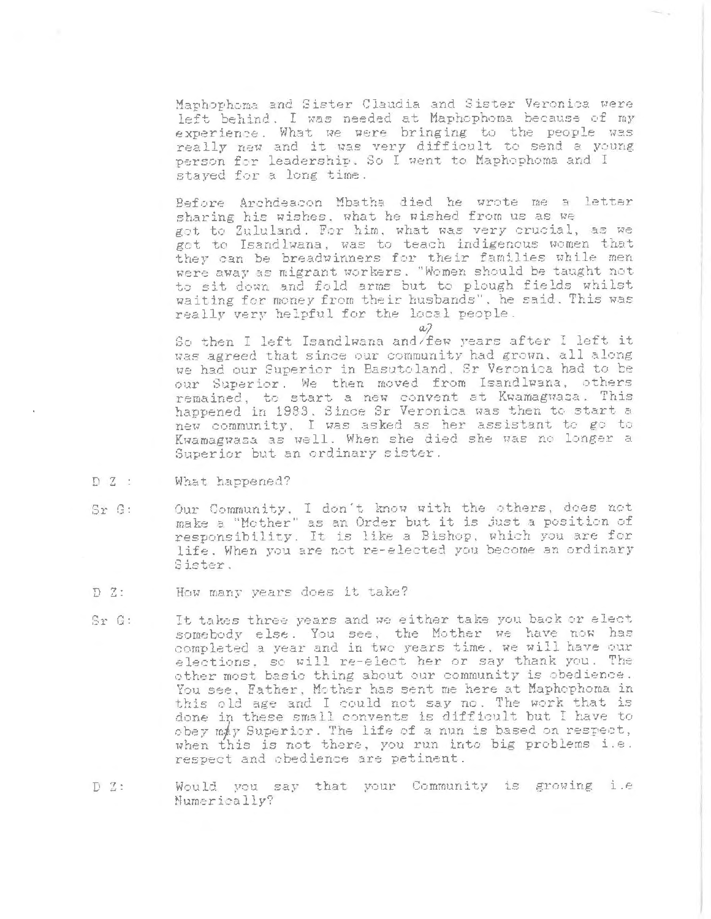Maphophoma and Sister Claudia and Sister Veronica were left behind. I was needed at Maphophoma because of my experience. What we were bringing to the people was really new and it was very difficult to send a young person for leadership. So I went to Maphophoma and I stayed for a long time.

Before Archdeacon Mbatha died he wrote me a letter sharing his wishes, what he wished from us as we got to Zululand. For him, what was very crucial, as we got to Isandlwana, was to teach indigenous women that they can be breadwinners for their families while men were away as migrant workers. "Women should be taught not to sit down and fold arms but to plough fields whilst waiting for money from their husbands", he said. This was really very helpful for the local people.

So then I left Isandlwana and a few years after I left it was agreed that since our community had grown, all along we had our Superior in Basutoland, Sr Veronica had to be our Superior. We then moved from Isandlwana, others remained, to start a new convent at Kwamagwaza. This happened in 1983. Since Sr Veronica was then to start a new community, I was asked as her assistant to go to Kwamagwaza as well. When she died she was no longer a Superior but an ordinary sister.

D Z : What happened?

Sr G: Our Community, I don't know with the others, does not make a "Mother" as an Order but it is just a position of responsibility. It is like a Bishop, which you are for life. When you are not re-elected you become an ordinary Sister.

D Z: How many years does it take?

Sr G: It takes three years and we either take you back or elect somebody else. You see, the Mother we have now has completed a year and in two years time, we will have our elections, so will re-elect her or say thank you. The other most basic thing about our community is obedience. You see, Father, Mother has sent me here at Maphophoma in this old age and I could not say no. The work that is done in these small convents is difficult but I have to obey my Superior. The life of a nun is based on respect, when this is not there, you run into big problems i.e. respect and obedience are petinent.

D Z: Would you say that your Community is growing i.e Numerically?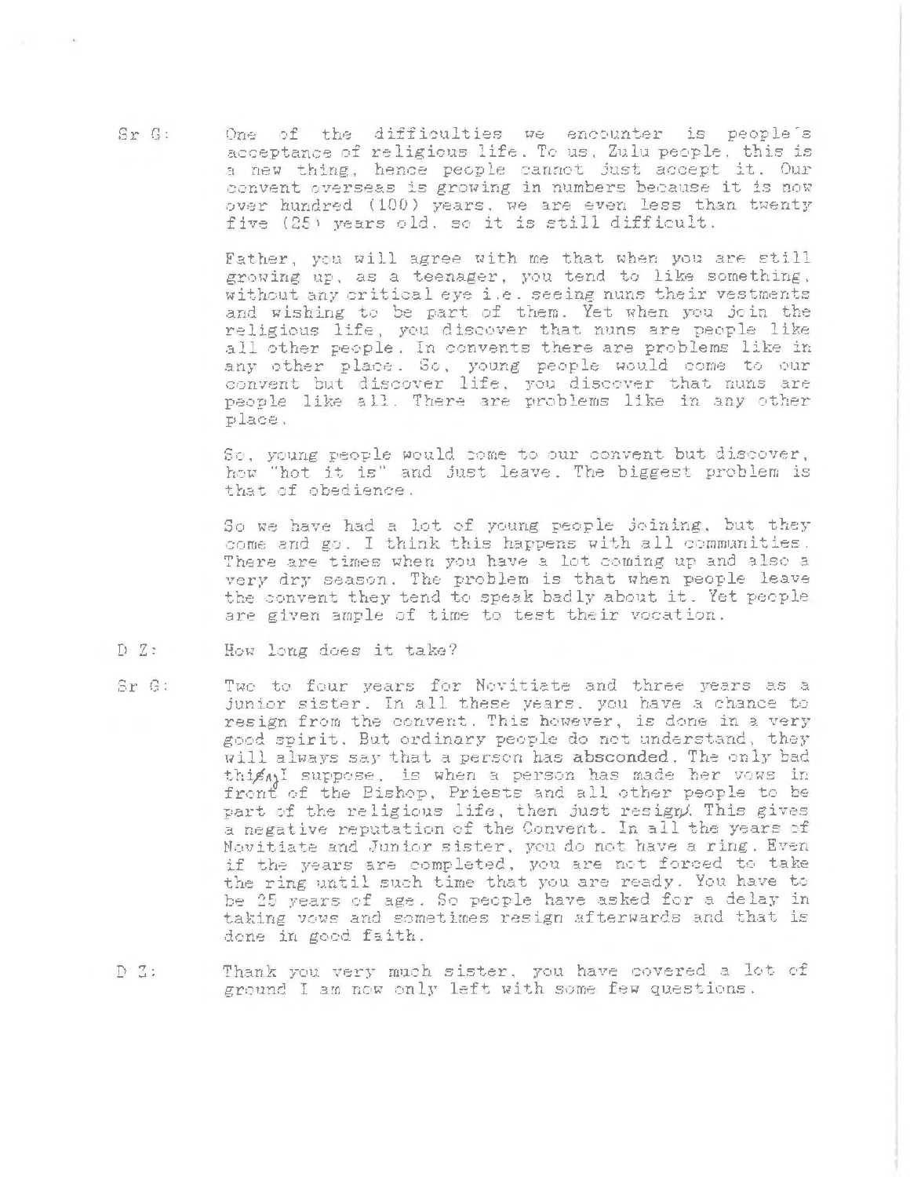Sr G: One of the difficulties we encounter is people's acceptance of religious life. To us, Zulu people, this is a new thing, hence people cannot just accept it. Our convent overseas is growing in numbers because it is now over hundred (100) years, we are even less than twenty five (25) years old, so it is still difficult.

Father, you will agree with me that when you are still growing up, as a teenager, you tend to like something, without any critical eye i.e. seeing nuns their vestments and wishing to be part of them. Yet when you join the religious life, you discover that nuns are people like all other people. In convents there are problems like in any other place. So, young people would come to our convent but discover life, you discover that nuns are people like all. There are problems like in any other place.

So, young people would come to our convent but discover, how "hot it is" and just leave. The biggest problem is that of obedience.

So we have had a lot of young people joining, but they come and go. I think this happens with all communities. There are times when you have a lot coming up and also a very dry season. The problem is that when people leave the convent they tend to speak badly about it. Yet people are given ample of time to test their vocation.

D Z: How long does it take?

Sr G: Two to four years for Novitiate and three years as a junior sister. In all these years, you have a chance to resign from the convent. This however, is done in a very good spirit. But ordinary people do not understand, they will always say that a person has **absconded**. The only bad thing, I suppose, is when a person has made her vows in front of the Bishop, Priests and all other people to be part of the religious life, then just resign. This gives a negative reputation of the Convent. In all the years of Novitiate and Junior sister, you do not have a ring. Even if the years are completed, you are not forced to take the ring until such time that you are ready. You have to be 25 years of age. So people have asked for a delay in taking vows and sometimes resign afterwards and that is done in good faith.

D Z: Thank you very much sister, you have covered a lot of ground I am now only left with some few questions.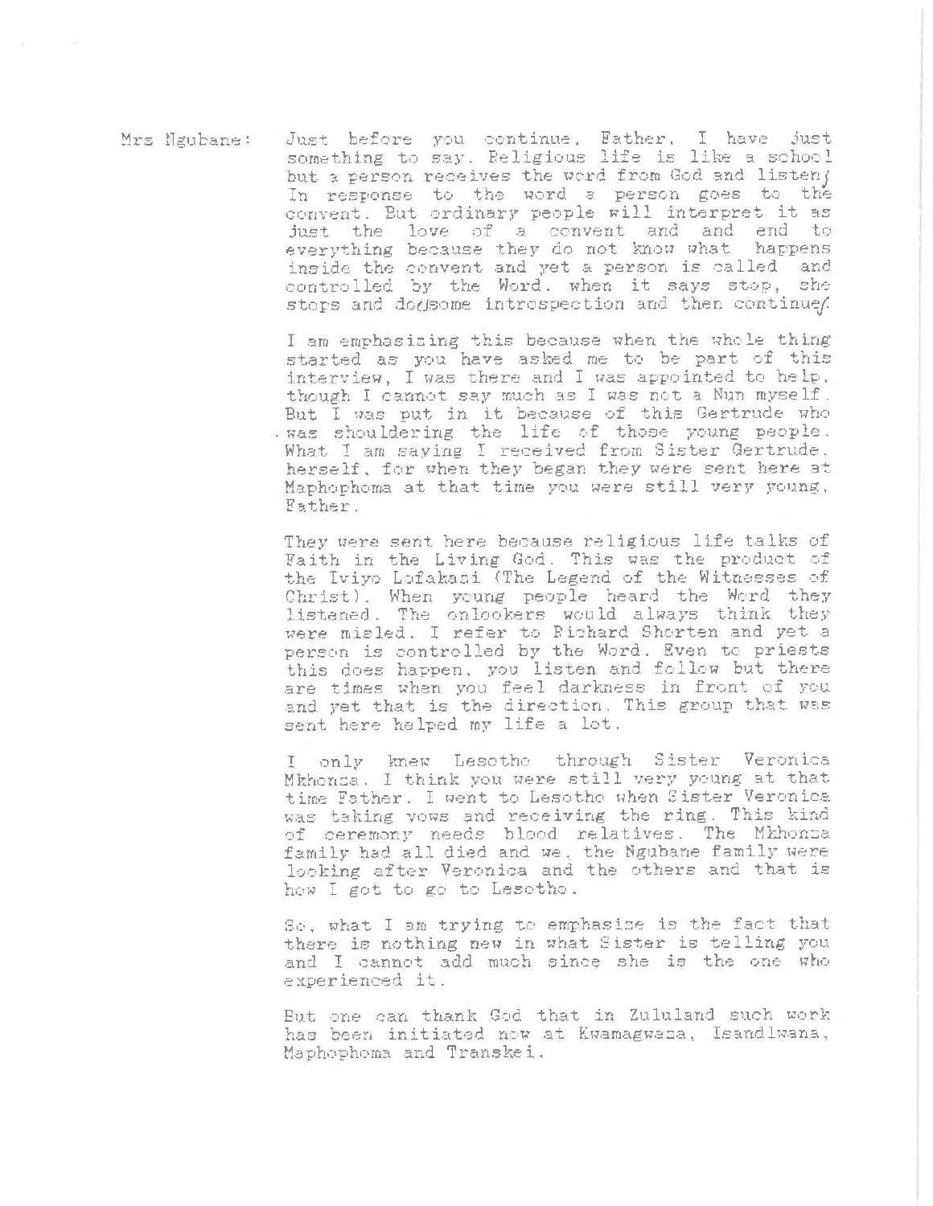Mrs Ngubane: Just before you continue, Father, I have just something to say. Religious life is like a school but a person receives the word from God and listens. In response to the word a person goes to the convent. But ordinary people will interpret it as just the love of a convent and and end to everything because they do not know what happens inside the convent and yet a person is called and controlled by the Word. when it says stop, she stops and does some introspection and then continues.

I am emphasizing this because when the whole thing started as you have asked me to be part of this interview, I was there and I was appointed to help, though I cannot say much as I was not a Nun myself. But I was put in it because of this Gertrude who was shouldering the life of those young people. What I am saying I received from Sister Gertrude herself, for when they began they were sent here at Maphophoma at that time you were still very young, Father.

They were sent here because religious life talks of Faith in the Living God. This was the product of the Iviyo Lofakazi (The Legend of the Witnesses of Christ). When young people heard the Word they listened. The onlookers would always think they were misled. I refer to Richard Shorten and yet a person is controlled by the Word. Even to priests this does happen, you listen and follow but there are times when you feel darkness in front of you and yet that is the direction. This group that was sent here helped my life a lot.

I only knew Lesotho through Sister Veronica Mkhonza. I think you were still very young at that time Father. I went to Lesotho when Sister Veronica was taking vows and receiving the ring. This kind of ceremony needs blood relatives. The Mkhonza family had all died and we, the Ngubane family were looking after Veronica and the others and that is how I got to go to Lesotho.

So, what I am trying to emphasize is the fact that there is nothing new in what Sister is telling you and I cannot add much since she is the one who experienced it.

But one can thank God that in Zululand such work has been initiated now at Kwamagwaza, Isandlwana, Maphophoma and Transkei.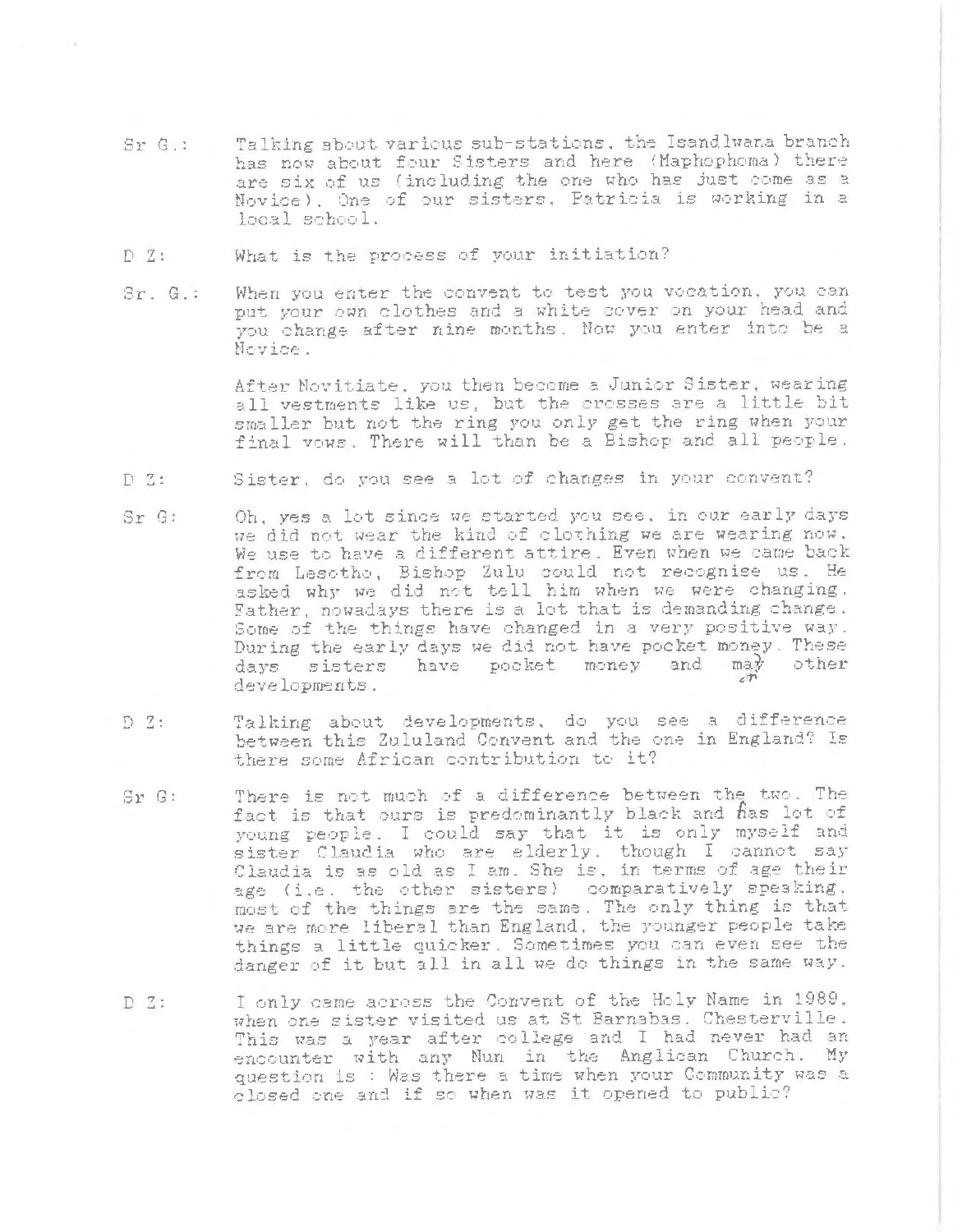Sr G.: Talking about various sub-stations, the Isandlwana branch has now about four Sisters and here (Maphophoma) there are six of us (including the one who has just come as a Novice). One of our sisters, Patricia is working in a local school.

D Z: What is the process of your initiation?

Sr. G.: When you enter the convent to test you vocation, you can put your own clothes and a white cover on your head and you change after nine months. Now you enter into be a Novice.

After Novitiate, you then become a Junior Sister, wearing all vestments like us, but the crosses are a little bit smaller but not the ring you only get the ring when your final vows. There will than be a Bishop and all people.

D Z: Sister, do you see a lot of changes in your convent?

Sr G: Oh, yes a lot since we started you see, in our early days we did not wear the kind of clothing we are wearing now. We use to have a different attire. Even when we came back from Lesotho, Bishop Zulu could not recognise us. He asked why we did not tell him when we were changing. Father, nowadays there is a lot that is demanding change. Some of the things have changed in a very positive way. During the early days we did not have pocket money. These days sisters have pocket money and may other developments.

D Z: Talking about developments, do you see a difference between this Zululand Convent and the one in England? Is there some African contribution to it?

Sr G: There is not much of a difference between the two. The fact is that ours is predominantly black and has lot of young people. I could say that it is only myself and sister Claudia who are elderly, though I cannot say Claudia is as old as I am. She is, in terms of age their age (i.e. the other sisters) comparatively speaking, most of the things are the same. The only thing is that we are more liberal than England, the younger people take things a little quicker. Sometimes you can even see the danger of it but all in all we do things in the same way.

D Z: I only came across the Convent of the Holy Name in 1989, when one sister visited us at St Barnabas, Chesterville. This was a year after college and I had never had an encounter with any Nun in the Anglican Church. My question is : Was there a time when your Community was a closed one and if so when was it opened to public?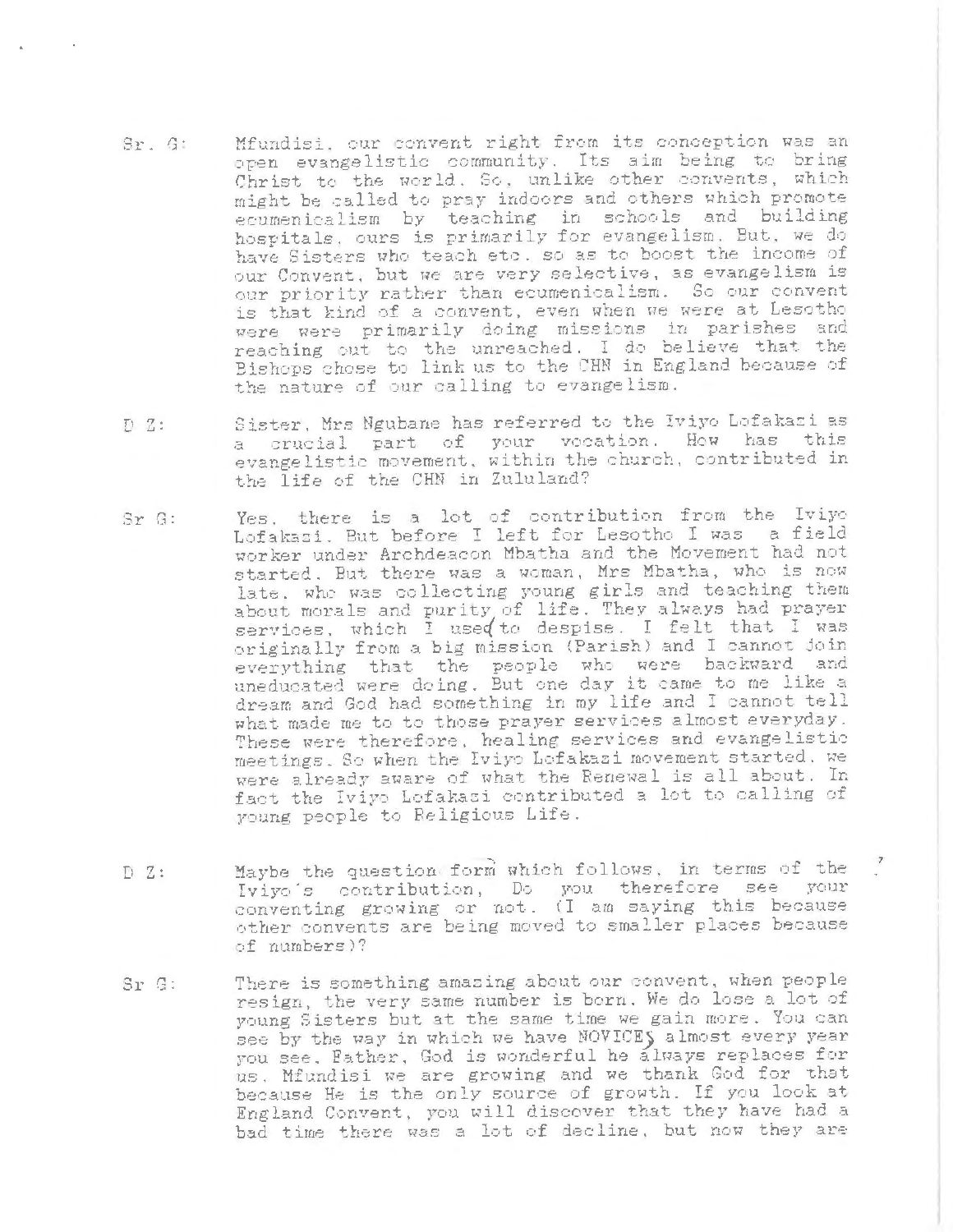Sr. G: Mfundisi, our convent right from its conception was an open evangelistic community. Its aim being to bring Christ to the world. So, unlike other convents, which might be called to pray indoors and others which promote ecumenicalism by teaching in schools and building hospitals, ours is primarily for evangelism. But, we do have Sisters who teach etc. so as to boost the income of our Convent, but we are very selective, as evangelism is our priority rather than ecumenicalism. So our convent is that kind of a convent, even when we were at Lesotho were were primarily doing missions in parishes and reaching out to the unreached. I do believe that the Bishops chose to link us to the CHN in England because of the nature of our calling to evangelism.

D Z: Sister, Mrs Ngubane has referred to the Iviyo Lofakazi as a crucial part of your vocation. How has this evangelistic movement, within the church, contributed in the life of the CHN in Zululand?

Sr G: Yes, there is a lot of contribution from the Iviyo Lofakazi. But before I left for Lesotho I was a field worker under Archdeacon Mbatha and the Movement had not started. But there was a woman, Mrs Mbatha, who is now late, who was collecting young girls and teaching them about morals and purity of life. They always had prayer services, which I used to despise. I felt that I was originally from a big mission (Parish) and I cannot join everything that the people who were backward and uneducated were doing. But one day it came to me like a dream and God had something in my life and I cannot tell what made me to to those prayer services almost everyday. These were therefore, healing services and evangelistic meetings. So when the Iviyo Lofakazi movement started, we were already aware of what the Renewal is all about. In fact the Iviyo Lofakazi contributed a lot to calling of young people to Religious Life.

D Z: Maybe the question form which follows, in terms of the Iviyo's contribution, Do you therefore see your conventing growing or not. (I am saying this because other convents are being moved to smaller places because of numbers)?

Sr G: There is something amazing about our convent, when people resign, the very same number is born. We do lose a lot of young Sisters but at the same time we gain more. You can see by the way in which we have NOVICES almost every year you see, Father, God is wonderful he always replaces for us. Mfundisi we are growing and we thank God for that because He is the only source of growth. If you look at England Convent, you will discover that they have had a bad time there was a lot of decline, but now they are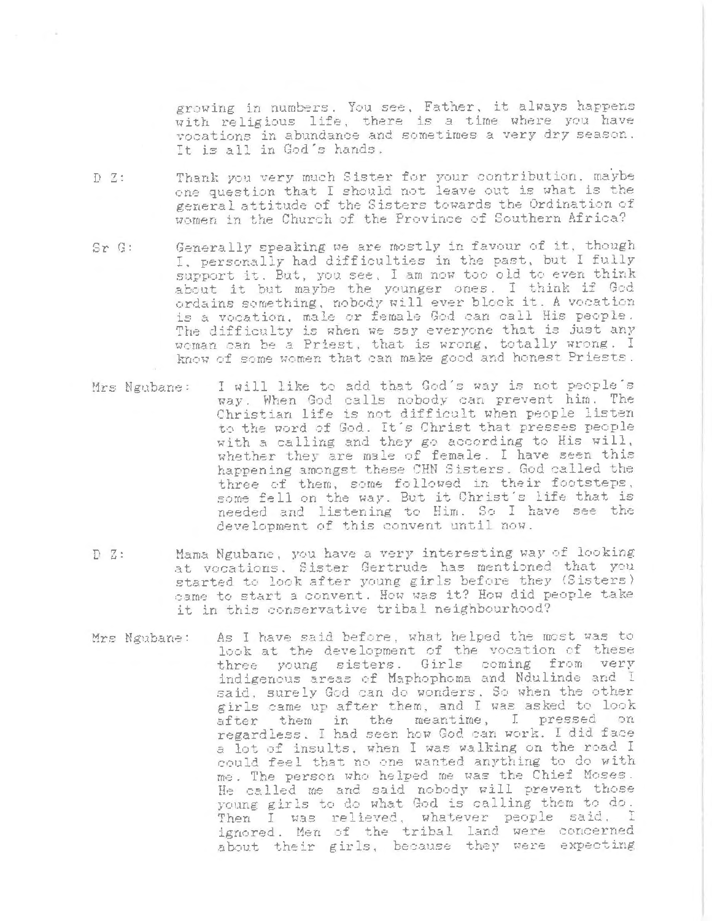growing in numbers. You see, Father, it always happens with religious life, there is a time where you have vocations in abundance and sometimes a very dry season. It is all in God's hands.

D Z: Thank you very much Sister for your contribution. maybe one question that I should not leave out is what is the general attitude of the Sisters towards the Ordination of women in the Church of the Province of Southern Africa?

Sr G: Generally speaking we are mostly in favour of it, though I, personally had difficulties in the past, but I fully support it. But, you see, I am now too old to even think about it but maybe the younger ones. I think if God ordains something, nobody will ever block it. A vocation is a vocation, male or female God can call His people. The difficulty is when we say everyone that is just any woman can be a Priest, that is wrong, totally wrong. I know of some women that can make good and honest Priests.

Mrs Ngubane: I will like to add that God's way is not people's way. When God calls nobody can prevent him. The Christian life is not difficult when people listen to the word of God. It's Christ that presses people with a calling and they go according to His will, whether they are male of female. I have seen this happening amongst these CHN Sisters. God called the three of them, some followed in their footsteps, some fell on the way. But it Christ's life that is needed and listening to Him. So I have see the development of this convent until now.

D Z: Mama Ngubane, you have a very interesting way of looking at vocations. Sister Gertrude has mentioned that you started to look after young girls before they (Sisters) came to start a convent. How was it? How did people take it in this conservative tribal neighbourhood?

Mrs Ngubane: As I have said before, what helped the most was to look at the development of the vocation of these three young sisters. Girls coming from very indigenous areas of Maphophoma and Ndulinde and I said, surely God can do wonders. So when the other girls came up after them, and I was asked to look after them in the meantime, I pressed on regardless. I had seen how God can work. I did face a lot of insults, when I was walking on the road I could feel that no one wanted anything to do with me. The person who helped me was the Chief Moses. He called me and said nobody will prevent those young girls to do what God is calling them to do. Then I was relieved, whatever people said, I ignored. Men of the tribal land were concerned about their girls, because they were expecting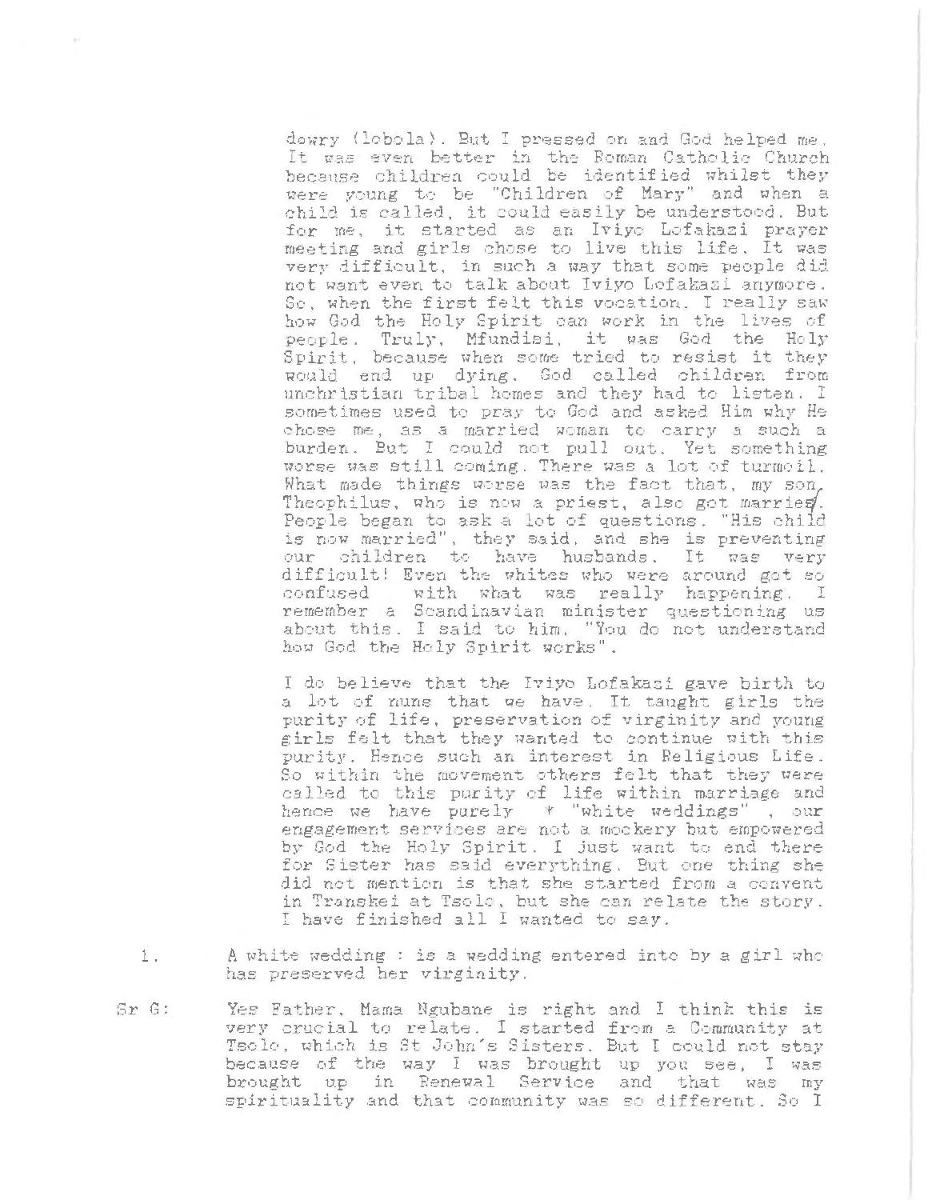dowry (lobola). But I pressed on and God helped me. It was even better in the Roman Catholic Church because children could be identified whilst they were young to be "Children of Mary" and when a child is called, it could easily be understood. But for me, it started as an Iviyo Lofakazi prayer meeting and girls chose to live this life. It was very difficult, in such a way that some people did not want even to talk about Iviyo Lofakazi anymore. So, when the first felt this vocation, I really saw how God the Holy Spirit can work in the lives of people. Truly, Mfundisi, it was God the Holy Spirit, because when some tried to resist it they would end up dying. God called children from unchristian tribal homes and they had to listen. I sometimes used to pray to God and asked Him why He chose me, as a married woman to carry a such a burden. But I could not pull out. Yet something worse was still coming. There was a lot of turmoil. What made things worse was the fact that, my son, Theophilus, who is now a priest, also got married. People began to ask a lot of questions. "His child is now married", they said, and she is preventing our children to have husbands. It was very difficult! Even the whites who were around got so confused with what was really happening. I remember a Scandinavian minister questioning us about this. I said to him, "You do not understand how God the Holy Spirit works".

I do believe that the Iviyo Lofakazi gave birth to a lot of nuns that we have. It taught girls the purity of life, preservation of virginity and young girls felt that they wanted to continue with this purity. Hence such an interest in Religious Life. So within the movement others felt that they were called to this purity of life within marriage and hence we have purely * "white weddings", our engagement services are not a mockery but empowered by God the Holy Spirit. I just want to end there for Sister has said everything. But one thing she did not mention is that she started from a convent in Transkei at Tsolo, but she can relate the story. I have finished all I wanted to say.

1. A white wedding : is a wedding entered into by a girl who has preserved her virginity.

Sr G: Yes Father, Mama Ngubane is right and I think this is very crucial to relate. I started from a Community at Tsolo, which is St John's Sisters. But I could not stay because of the way I was brought up you see, I was brought up in Renewal Service and that was my spirituality and that community was so different. So I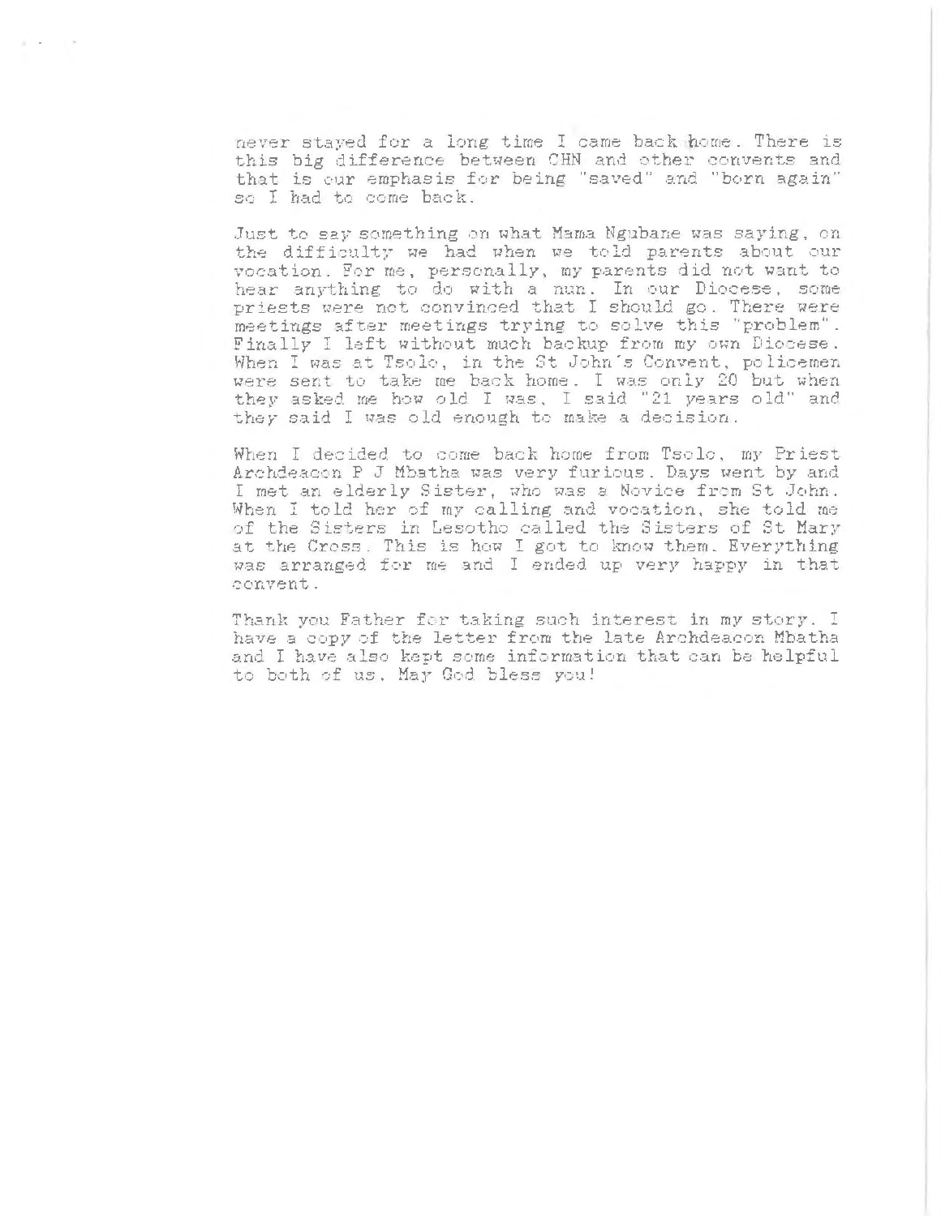never stayed for a long time I came back home. There is this big difference between CHN and other convents and that is our emphasis for being "saved" and "born again" so I had to come back.

Just to say something on what Mama Ngubane was saying, on the difficulty we had when we told parents about our vocation. For me, personally, my parents did not want to hear anything to do with a nun. In our Diocese, some priests were not convinced that I should go. There were meetings after meetings trying to solve this "problem". Finally I left without much backup from my own Diocese. When I was at Tsolo, in the St John's Convent, policemen were sent to take me back home. I was only 20 but when they asked me how old I was, I said "21 years old" and they said I was old enough to make a decision.

When I decided to come back home from Tsolo, my Priest Archdeacon P J Mbatha was very furious. Days went by and I met an elderly Sister, who was a Novice from St John. When I told her of my calling and vocation, she told me of the Sisters in Lesotho called the Sisters of St Mary at the Cross. This is how I got to know them. Everything was arranged for me and I ended up very happy in that convent.

Thank you Father for taking such interest in my story. I have a copy of the letter from the late Archdeacon Mbatha and I have also kept some information that can be helpful to both of us. May God bless you!